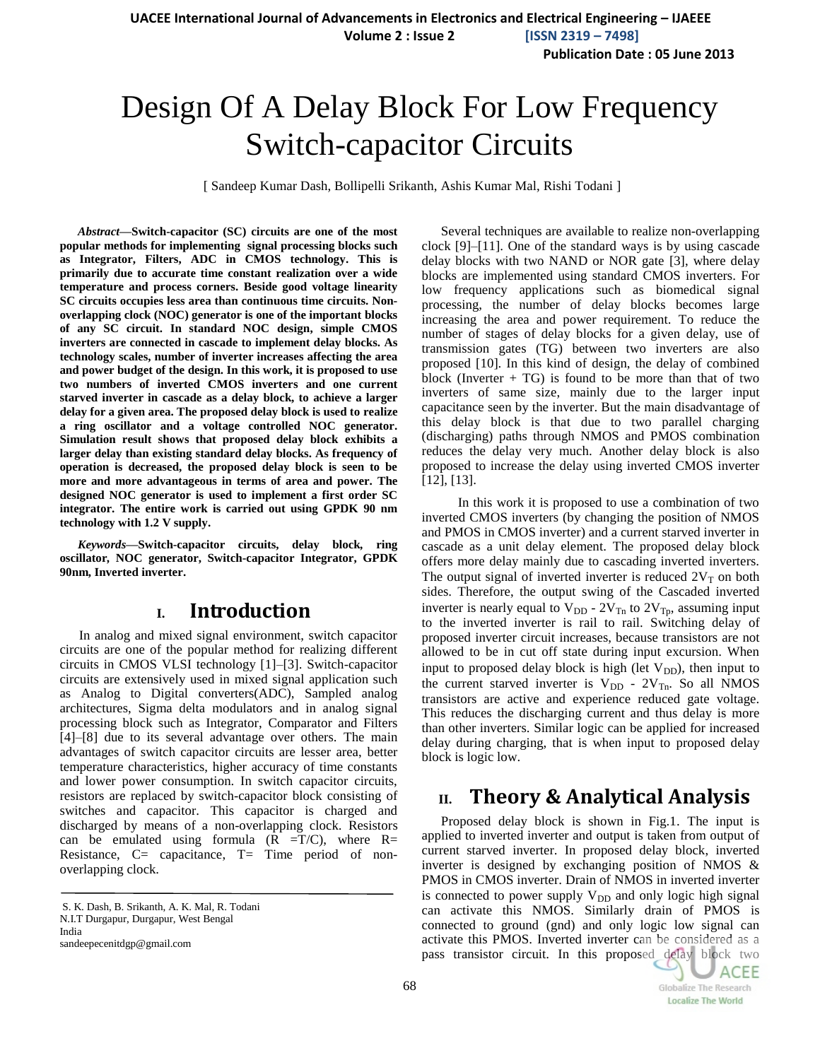# Design Of A Delay Block For Low Frequency Switch-capacitor Circuits

[ Sandeep Kumar Dash, Bollipelli Srikanth, Ashis Kumar Mal, Rishi Todani ]

***Abstract*—Switch-capacitor (SC) circuits are one of the most popular methods for implementing signal processing blocks such as Integrator, Filters, ADC in CMOS technology. This is primarily due to accurate time constant realization over a wide temperature and process corners. Beside good voltage linearity SC circuits occupies less area than continuous time circuits. Non-overlapping clock (NOC) generator is one of the important blocks of any SC circuit. In standard NOC design, simple CMOS inverters are connected in cascade to implement delay blocks. As technology scales, number of inverter increases affecting the area and power budget of the design. In this work, it is proposed to use two numbers of inverted CMOS inverters and one current starved inverter in cascade as a delay block, to achieve a larger delay for a given area. The proposed delay block is used to realize a ring oscillator and a voltage controlled NOC generator. Simulation result shows that proposed delay block exhibits a larger delay than existing standard delay blocks. As frequency of operation is decreased, the proposed delay block is seen to be more and more advantageous in terms of area and power. The designed NOC generator is used to implement a first order SC integrator. The entire work is carried out using GPDK 90 nm technology with 1.2 V supply.**

***Keywords*—Switch-capacitor circuits, delay block, ring oscillator, NOC generator, Switch-capacitor Integrator, GPDK 90nm, Inverted inverter.**

## I. Introduction

In analog and mixed signal environment, switch capacitor circuits are one of the popular method for realizing different circuits in CMOS VLSI technology [1]–[3]. Switch-capacitor circuits are extensively used in mixed signal application such as Analog to Digital converters(ADC), Sampled analog architectures, Sigma delta modulators and in analog signal processing block such as Integrator, Comparator and Filters [4]–[8] due to its several advantage over others. The main advantages of switch capacitor circuits are lesser area, better temperature characteristics, higher accuracy of time constants and lower power consumption. In switch capacitor circuits, resistors are replaced by switch-capacitor block consisting of switches and capacitor. This capacitor is charged and discharged by means of a non-overlapping clock. Resistors can be emulated using formula ($R = T/C$), where R= Resistance, C= capacitance, T= Time period of non-overlapping clock.

S. K. Dash, B. Srikanth, A. K. Mal, R. Todani
N.I.T Durgapur, Durgapur, West Bengal
India
sandeepecenitdgp@gmail.com

Several techniques are available to realize non-overlapping clock [9]–[11]. One of the standard ways is by using cascade delay blocks with two NAND or NOR gate [3], where delay blocks are implemented using standard CMOS inverters. For low frequency applications such as biomedical signal processing, the number of delay blocks becomes large increasing the area and power requirement. To reduce the number of stages of delay blocks for a given delay, use of transmission gates (TG) between two inverters are also proposed [10]. In this kind of design, the delay of combined block (Inverter + TG) is found to be more than that of two inverters of same size, mainly due to the larger input capacitance seen by the inverter. But the main disadvantage of this delay block is that due to two parallel charging (discharging) paths through NMOS and PMOS combination reduces the delay very much. Another delay block is also proposed to increase the delay using inverted CMOS inverter [12], [13].

In this work it is proposed to use a combination of two inverted CMOS inverters (by changing the position of NMOS and PMOS in CMOS inverter) and a current starved inverter in cascade as a unit delay element. The proposed delay block offers more delay mainly due to cascading inverted inverters. The output signal of inverted inverter is reduced $2V_T$ on both sides. Therefore, the output swing of the Cascaded inverted inverter is nearly equal to $V_{DD}$ - $2V_{Tn}$ to $2V_{Tp}$, assuming input to the inverted inverter is rail to rail. Switching delay of proposed inverter circuit increases, because transistors are not allowed to be in cut off state during input excursion. When input to proposed delay block is high (let $V_{DD}$), then input to the current starved inverter is $V_{DD}$ - $2V_{Tn}$. So all NMOS transistors are active and experience reduced gate voltage. This reduces the discharging current and thus delay is more than other inverters. Similar logic can be applied for increased delay during charging, that is when input to proposed delay block is logic low.

## II. Theory & Analytical Analysis

Proposed delay block is shown in Fig.1. The input is applied to inverted inverter and output is taken from output of current starved inverter. In proposed delay block, inverted inverter is designed by exchanging position of NMOS & PMOS in CMOS inverter. Drain of NMOS in inverted inverter is connected to power supply $V_{DD}$ and only logic high signal can activate this NMOS. Similarly drain of PMOS is connected to ground (gnd) and only logic low signal can activate this PMOS. Inverted inverter can be considered as a pass transistor circuit. In this proposed delay block two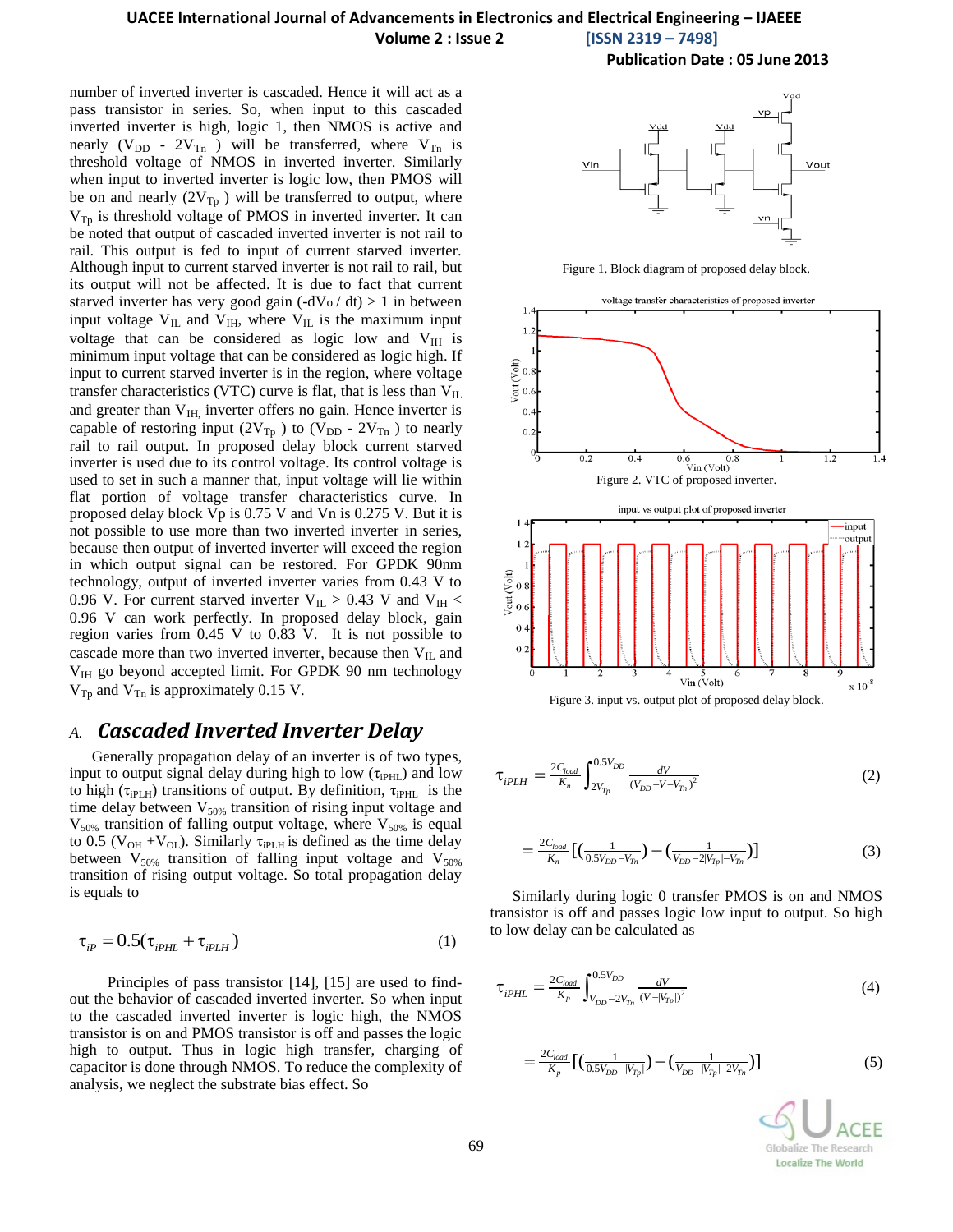number of inverted inverter is cascaded. Hence it will act as a pass transistor in series. So, when input to this cascaded inverted inverter is high, logic 1, then NMOS is active and nearly ($V_{DD}$ - $2V_{Tn}$ ) will be transferred, where $V_{Tn}$ is threshold voltage of NMOS in inverted inverter. Similarly when input to inverted inverter is logic low, then PMOS will be on and nearly ($2V_{Tp}$ ) will be transferred to output, where $V_{Tp}$ is threshold voltage of PMOS in inverted inverter. It can be noted that output of cascaded inverted inverter is not rail to rail. This output is fed to input of current starved inverter. Although input to current starved inverter is not rail to rail, but its output will not be affected. It is due to fact that current starved inverter has very good gain ($-dV_o / dt$) > 1 in between input voltage $V_{IL}$ and $V_{IH}$, where $V_{IL}$ is the maximum input voltage that can be considered as logic low and $V_{IH}$ is minimum input voltage that can be considered as logic high. If input to current starved inverter is in the region, where voltage transfer characteristics (VTC) curve is flat, that is less than $V_{IL}$ and greater than $V_{IH}$, inverter offers no gain. Hence inverter is capable of restoring input ($2V_{Tp}$ ) to ($V_{DD}$ - $2V_{Tn}$ ) to nearly rail to rail output. In proposed delay block current starved inverter is used due to its control voltage. Its control voltage is used to set in such a manner that, input voltage will lie within flat portion of voltage transfer characteristics curve. In proposed delay block Vp is 0.75 V and Vn is 0.275 V. But it is not possible to use more than two inverted inverter in series, because then output of inverted inverter will exceed the region in which output signal can be restored. For GPDK 90nm technology, output of inverted inverter varies from 0.43 V to 0.96 V. For current starved inverter $V_{IL}$ > 0.43 V and $V_{IH}$ < 0.96 V can work perfectly. In proposed delay block, gain region varies from 0.45 V to 0.83 V. It is not possible to cascade more than two inverted inverter, because then $V_{IL}$ and $V_{IH}$ go beyond accepted limit. For GPDK 90 nm technology $V_{Tp}$ and $V_{Tn}$ is approximately 0.15 V.

### A. *Cascaded Inverted Inverter Delay*

Generally propagation delay of an inverter is of two types, input to output signal delay during high to low ($\tau_{iPHL}$) and low to high ($\tau_{iPLH}$) transitions of output. By definition, $\tau_{iPHL}$ is the time delay between $V_{50\%}$ transition of rising input voltage and $V_{50\%}$ transition of falling output voltage, where $V_{50\%}$ is equal to 0.5 ($V_{OH}$ +$V_{OL}$). Similarly $\tau_{iPLH}$ is defined as the time delay between $V_{50\%}$ transition of falling input voltage and $V_{50\%}$ transition of rising output voltage. So total propagation delay is equals to

$$\tau_{iP} = 0.5(\tau_{iPHL} + \tau_{iPLH}) \tag{1}$$

Principles of pass transistor [14], [15] are used to find-out the behavior of cascaded inverted inverter. So when input to the cascaded inverted inverter is logic high, the NMOS transistor is on and PMOS transistor is off and passes the logic high to output. Thus in logic high transfer, charging of capacitor is done through NMOS. To reduce the complexity of analysis, we neglect the substrate bias effect. So

Figure 1. Block diagram of proposed delay block.

Figure 2. VTC of proposed inverter.

Figure 3. input vs. output plot of proposed delay block.

$$\tau_{iPLH} = \frac{2C_{load}}{K_n}\int_{2V_{Tp}}^{0.5V_{DD}} \frac{dV}{(V_{DD}-V-V_{Tn})^2} \tag{2}$$

$$= \frac{2C_{load}}{K_n}\left[\left(\frac{1}{0.5V_{DD}-V_{Tn}}\right)-\left(\frac{1}{V_{DD}-2|V_{Tp}|-V_{Tn}}\right)\right] \tag{3}$$

Similarly during logic 0 transfer PMOS is on and NMOS transistor is off and passes logic low input to output. So high to low delay can be calculated as

$$\tau_{iPHL} = \frac{2C_{load}}{K_p}\int_{V_{DD}-2V_{Tn}}^{0.5V_{DD}} \frac{dV}{(V-|V_{Tp}|)^2} \tag{4}$$

$$= \frac{2C_{load}}{K_p}\left[\left(\frac{1}{0.5V_{DD}-|V_{Tp}|}\right)-\left(\frac{1}{V_{DD}-|V_{Tp}|-2V_{Tn}}\right)\right] \tag{5}$$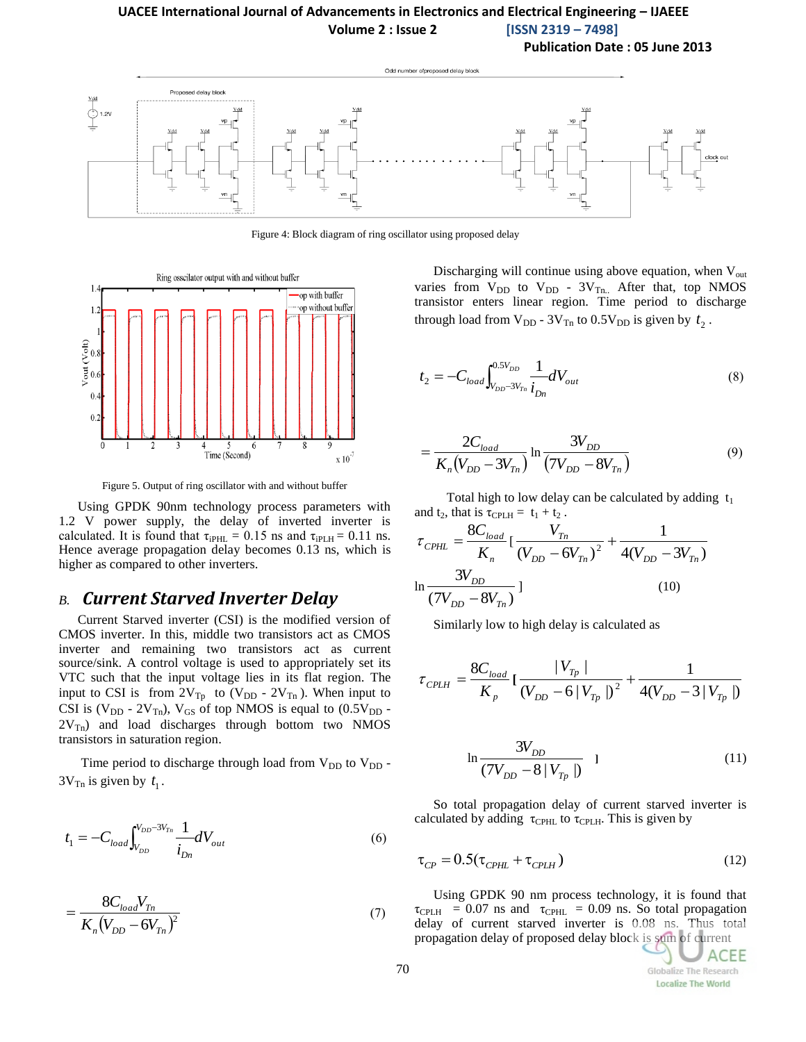Figure 4: Block diagram of ring oscillator using proposed delay

Figure 5. Output of ring oscillator with and without buffer

Using GPDK 90nm technology process parameters with 1.2 V power supply, the delay of inverted inverter is calculated. It is found that $\tau_{iPHL} = 0.15$ ns and $\tau_{iPLH} = 0.11$ ns. Hence average propagation delay becomes 0.13 ns, which is higher as compared to other inverters.

## B. *Current Starved Inverter Delay*

Current Starved inverter (CSI) is the modified version of CMOS inverter. In this, middle two transistors act as CMOS inverter and remaining two transistors act as current source/sink. A control voltage is used to appropriately set its VTC such that the input voltage lies in its flat region. The input to CSI is from $2V_{Tp}$ to ($V_{DD}$ - $2V_{Tn}$ ). When input to CSI is ($V_{DD}$ - $2V_{Tn}$), $V_{GS}$ of top NMOS is equal to ($0.5V_{DD}$ - $2V_{Tn}$) and load discharges through bottom two NMOS transistors in saturation region.

Time period to discharge through load from $V_{DD}$ to $V_{DD}$ - $3V_{Tn}$ is given by $t_1$.

$$t_1 = -C_{load} \int_{V_{DD}}^{V_{DD}-3V_{Tn}} \frac{1}{i_{Dn}} dV_{out} \tag{6}$$

$$= \frac{8C_{load}V_{Tn}}{K_n (V_{DD} - 6V_{Tn})^2} \tag{7}$$

Discharging will continue using above equation, when $V_{out}$ varies from $V_{DD}$ to $V_{DD}$ - $3V_{Tn}$. After that, top NMOS transistor enters in linear region. Time period to discharge through load from $V_{DD}$ - $3V_{Tn}$ to $0.5V_{DD}$ is given by $t_2$.

$$t_2 = -C_{load} \int_{V_{DD}-3V_{Tn}}^{0.5V_{DD}} \frac{1}{i_{Dn}} dV_{out} \tag{8}$$

$$= \frac{2C_{load}}{K_n (V_{DD} - 3V_{Tn})} \ln \frac{3V_{DD}}{(7V_{DD} - 8V_{Tn})} \tag{9}$$

Total high to low delay can be calculated by adding $t_1$ and $t_2$, that is $\tau_{CPLH} = t_1 + t_2$ .

$$\tau_{CPHL} = \frac{8C_{load}}{K_n} \left[ \frac{V_{Tn}}{(V_{DD} - 6V_{Tn})^2} + \frac{1}{4(V_{DD} - 3V_{Tn})} \ln \frac{3V_{DD}}{(7V_{DD} - 8V_{Tn})} \right] \tag{10}$$

Similarly low to high delay is calculated as

$$\tau_{CPLH} = \frac{8C_{load}}{K_p} \left[ \frac{|V_{Tp}|}{(V_{DD} - 6|V_{Tp}|)^2} + \frac{1}{4(V_{DD} - 3|V_{Tp}|)} \ln \frac{3V_{DD}}{(7V_{DD} - 8|V_{Tp}|)} \right] \tag{11}$$

So total propagation delay of current starved inverter is calculated by adding $\tau_{CPHL}$ to $\tau_{CPLH}$. This is given by

$$\tau_{CP} = 0.5(\tau_{CPHL} + \tau_{CPLH}) \tag{12}$$

Using GPDK 90 nm process technology, it is found that $\tau_{CPLH}$ = 0.07 ns and $\tau_{CPHL}$ = 0.09 ns. So total propagation delay of current starved inverter is 0.08 ns. Thus total propagation delay of proposed delay block is sum of current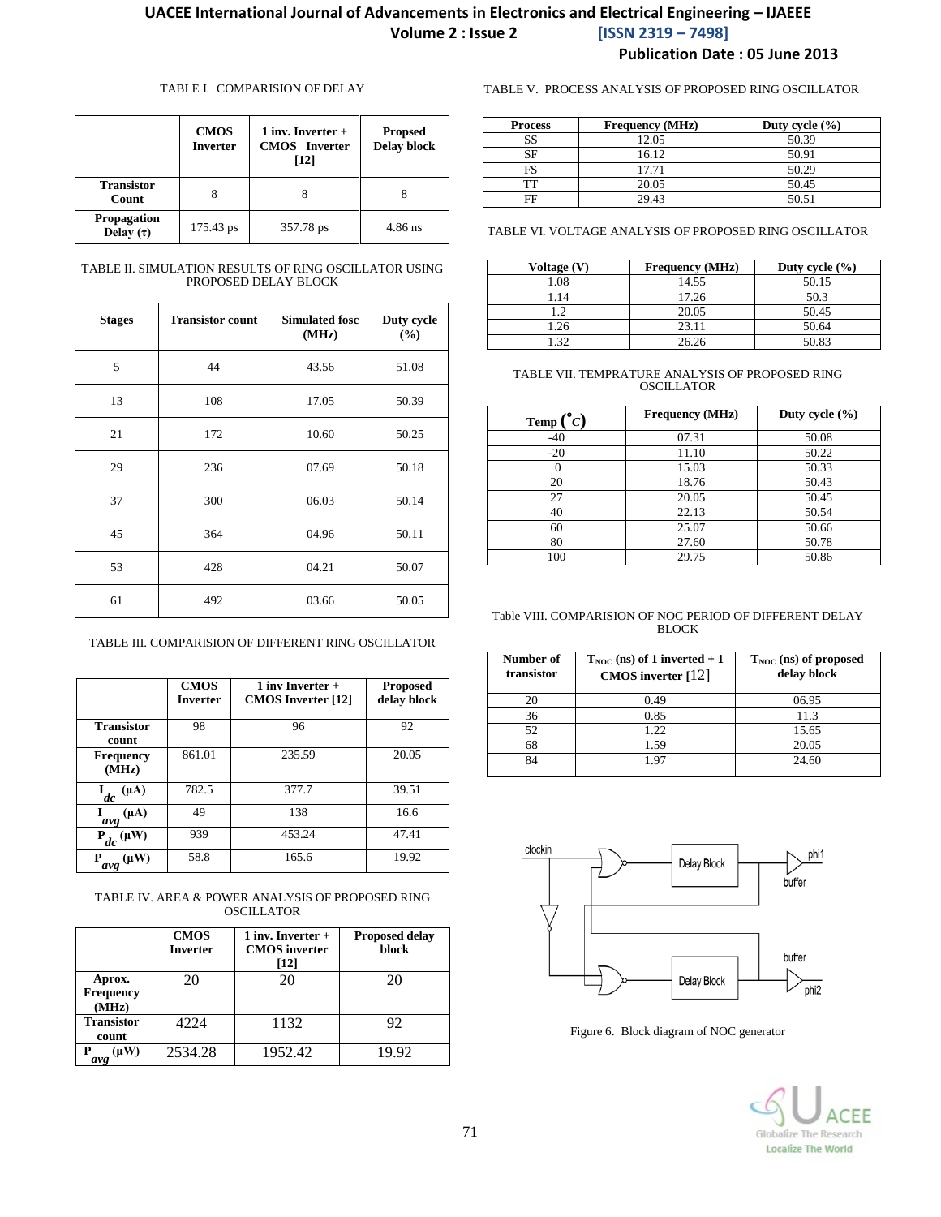TABLE I. COMPARISION OF DELAY

| | CMOS Inverter | 1 inv. Inverter + CMOS Inverter [12] | Propsed Delay block |
|---|---|---|---|
| Transistor Count | 8 | 8 | 8 |
| Propagation Delay (τ) | 175.43 ps | 357.78 ps | 4.86 ns |

TABLE II. SIMULATION RESULTS OF RING OSCILLATOR USING PROPOSED DELAY BLOCK

| Stages | Transistor count | Simulated fosc (MHz) | Duty cycle (%) |
|---|---|---|---|
| 5 | 44 | 43.56 | 51.08 |
| 13 | 108 | 17.05 | 50.39 |
| 21 | 172 | 10.60 | 50.25 |
| 29 | 236 | 07.69 | 50.18 |
| 37 | 300 | 06.03 | 50.14 |
| 45 | 364 | 04.96 | 50.11 |
| 53 | 428 | 04.21 | 50.07 |
| 61 | 492 | 03.66 | 50.05 |

TABLE III. COMPARISION OF DIFFERENT RING OSCILLATOR

| | CMOS Inverter | 1 inv Inverter + CMOS Inverter [12] | Proposed delay block |
|---|---|---|---|
| Transistor count | 98 | 96 | 92 |
| Frequency (MHz) | 861.01 | 235.59 | 20.05 |
| $I_{dc}$ (µA) | 782.5 | 377.7 | 39.51 |
| $I_{avg}$ (µA) | 49 | 138 | 16.6 |
| $P_{dc}$ (µW) | 939 | 453.24 | 47.41 |
| $P_{avg}$ (µW) | 58.8 | 165.6 | 19.92 |

TABLE IV. AREA & POWER ANALYSIS OF PROPOSED RING OSCILLATOR

| | CMOS Inverter | 1 inv. Inverter + CMOS inverter [12] | Proposed delay block |
|---|---|---|---|
| Aprox. Frequency (MHz) | 20 | 20 | 20 |
| Transistor count | 4224 | 1132 | 92 |
| $P_{avg}$ (µW) | 2534.28 | 1952.42 | 19.92 |

TABLE V. PROCESS ANALYSIS OF PROPOSED RING OSCILLATOR

| Process | Frequency (MHz) | Duty cycle (%) |
|---|---|---|
| SS | 12.05 | 50.39 |
| SF | 16.12 | 50.91 |
| FS | 17.71 | 50.29 |
| TT | 20.05 | 50.45 |
| FF | 29.43 | 50.51 |

TABLE VI. VOLTAGE ANALYSIS OF PROPOSED RING OSCILLATOR

| Voltage (V) | Frequency (MHz) | Duty cycle (%) |
|---|---|---|
| 1.08 | 14.55 | 50.15 |
| 1.14 | 17.26 | 50.3 |
| 1.2 | 20.05 | 50.45 |
| 1.26 | 23.11 | 50.64 |
| 1.32 | 26.26 | 50.83 |

TABLE VII. TEMPRATURE ANALYSIS OF PROPOSED RING OSCILLATOR

| Temp (°C) | Frequency (MHz) | Duty cycle (%) |
|---|---|---|
| -40 | 07.31 | 50.08 |
| -20 | 11.10 | 50.22 |
| 0 | 15.03 | 50.33 |
| 20 | 18.76 | 50.43 |
| 27 | 20.05 | 50.45 |
| 40 | 22.13 | 50.54 |
| 60 | 25.07 | 50.66 |
| 80 | 27.60 | 50.78 |
| 100 | 29.75 | 50.86 |

Table VIII. COMPARISION OF NOC PERIOD OF DIFFERENT DELAY BLOCK

| Number of transistor | $T_{NOC}$ (ns) of 1 inverted + 1 CMOS inverter [12] | $T_{NOC}$ (ns) of proposed delay block |
|---|---|---|
| 20 | 0.49 | 06.95 |
| 36 | 0.85 | 11.3 |
| 52 | 1.22 | 15.65 |
| 68 | 1.59 | 20.05 |
| 84 | 1.97 | 24.60 |

Figure 6. Block diagram of NOC generator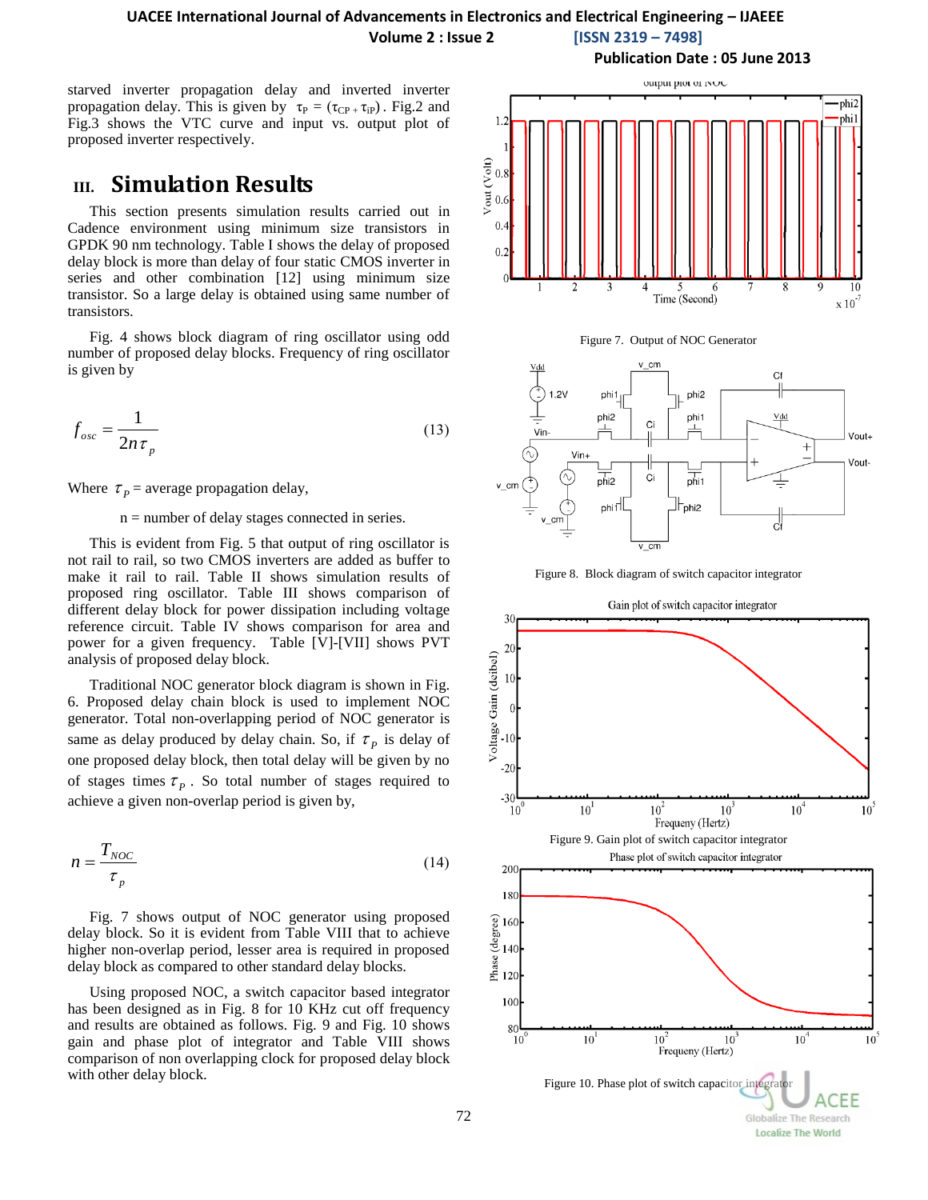starved inverter propagation delay and inverted inverter propagation delay. This is given by $\tau_P = (\tau_{CP} + \tau_{iP})$. Fig.2 and Fig.3 shows the VTC curve and input vs. output plot of proposed inverter respectively.

## III. Simulation Results

This section presents simulation results carried out in Cadence environment using minimum size transistors in GPDK 90 nm technology. Table I shows the delay of proposed delay block is more than delay of four static CMOS inverter in series and other combination [12] using minimum size transistor. So a large delay is obtained using same number of transistors.

Fig. 4 shows block diagram of ring oscillator using odd number of proposed delay blocks. Frequency of ring oscillator is given by

$$f_{osc} = \frac{1}{2n\tau_p} \tag{13}$$

Where $\tau_P$ = average propagation delay,

n = number of delay stages connected in series.

This is evident from Fig. 5 that output of ring oscillator is not rail to rail, so two CMOS inverters are added as buffer to make it rail to rail. Table II shows simulation results of proposed ring oscillator. Table III shows comparison of different delay block for power dissipation including voltage reference circuit. Table IV shows comparison for area and power for a given frequency. Table [V]-[VII] shows PVT analysis of proposed delay block.

Traditional NOC generator block diagram is shown in Fig. 6. Proposed delay chain block is used to implement NOC generator. Total non-overlapping period of NOC generator is same as delay produced by delay chain. So, if $\tau_P$ is delay of one proposed delay block, then total delay will be given by no of stages times $\tau_P$. So total number of stages required to achieve a given non-overlap period is given by,

$$n = \frac{T_{NOC}}{\tau_p} \tag{14}$$

Fig. 7 shows output of NOC generator using proposed delay block. So it is evident from Table VIII that to achieve higher non-overlap period, lesser area is required in proposed delay block as compared to other standard delay blocks.

Using proposed NOC, a switch capacitor based integrator has been designed as in Fig. 8 for 10 KHz cut off frequency and results are obtained as follows. Fig. 9 and Fig. 10 shows gain and phase plot of integrator and Table VIII shows comparison of non overlapping clock for proposed delay block with other delay block.

Figure 7. Output of NOC Generator

Figure 8. Block diagram of switch capacitor integrator

Figure 9. Gain plot of switch capacitor integrator

Figure 10. Phase plot of switch capacitor integrator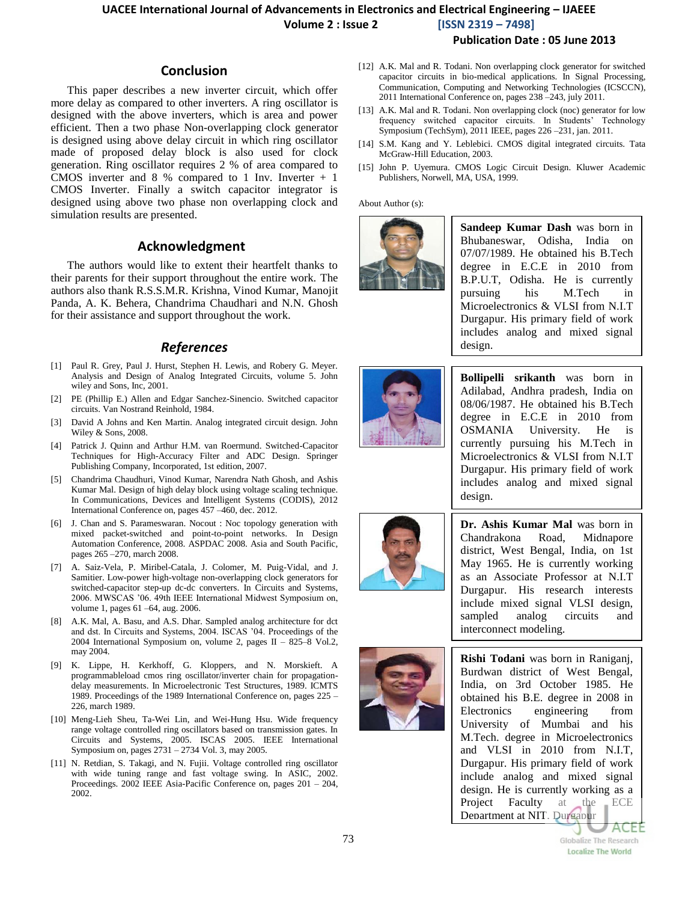## Conclusion

This paper describes a new inverter circuit, which offer more delay as compared to other inverters. A ring oscillator is designed with the above inverters, which is area and power efficient. Then a two phase Non-overlapping clock generator is designed using above delay circuit in which ring oscillator made of proposed delay block is also used for clock generation. Ring oscillator requires 2 % of area compared to CMOS inverter and 8 % compared to 1 Inv. Inverter + 1 CMOS Inverter. Finally a switch capacitor integrator is designed using above two phase non overlapping clock and simulation results are presented.

## Acknowledgment

The authors would like to extent their heartfelt thanks to their parents for their support throughout the entire work. The authors also thank R.S.S.M.R. Krishna, Vinod Kumar, Manojit Panda, A. K. Behera, Chandrima Chaudhari and N.N. Ghosh for their assistance and support throughout the work.

## *References*

[1] Paul R. Grey, Paul J. Hurst, Stephen H. Lewis, and Robery G. Meyer. Analysis and Design of Analog Integrated Circuits, volume 5. John wiley and Sons, Inc, 2001.

[2] PE (Phillip E.) Allen and Edgar Sanchez-Sinencio. Switched capacitor circuits. Van Nostrand Reinhold, 1984.

[3] David A Johns and Ken Martin. Analog integrated circuit design. John Wiley & Sons, 2008.

[4] Patrick J. Quinn and Arthur H.M. van Roermund. Switched-Capacitor Techniques for High-Accuracy Filter and ADC Design. Springer Publishing Company, Incorporated, 1st edition, 2007.

[5] Chandrima Chaudhuri, Vinod Kumar, Narendra Nath Ghosh, and Ashis Kumar Mal. Design of high delay block using voltage scaling technique. In Communications, Devices and Intelligent Systems (CODIS), 2012 International Conference on, pages 457 –460, dec. 2012.

[6] J. Chan and S. Parameswaran. Nocout : Noc topology generation with mixed packet-switched and point-to-point networks. In Design Automation Conference, 2008. ASPDAC 2008. Asia and South Pacific, pages 265 –270, march 2008.

[7] A. Saiz-Vela, P. Miribel-Catala, J. Colomer, M. Puig-Vidal, and J. Samitier. Low-power high-voltage non-overlapping clock generators for switched-capacitor step-up dc-dc converters. In Circuits and Systems, 2006. MWSCAS '06. 49th IEEE International Midwest Symposium on, volume 1, pages 61 –64, aug. 2006.

[8] A.K. Mal, A. Basu, and A.S. Dhar. Sampled analog architecture for dct and dst. In Circuits and Systems, 2004. ISCAS '04. Proceedings of the 2004 International Symposium on, volume 2, pages II – 825–8 Vol.2, may 2004.

[9] K. Lippe, H. Kerkhoff, G. Kloppers, and N. Morskieft. A programmableload cmos ring oscillator/inverter chain for propagation-delay measurements. In Microelectronic Test Structures, 1989. ICMTS 1989. Proceedings of the 1989 International Conference on, pages 225 – 226, march 1989.

[10] Meng-Lieh Sheu, Ta-Wei Lin, and Wei-Hung Hsu. Wide frequency range voltage controlled ring oscillators based on transmission gates. In Circuits and Systems, 2005. ISCAS 2005. IEEE International Symposium on, pages 2731 – 2734 Vol. 3, may 2005.

[11] N. Retdian, S. Takagi, and N. Fujii. Voltage controlled ring oscillator with wide tuning range and fast voltage swing. In ASIC, 2002. Proceedings. 2002 IEEE Asia-Pacific Conference on, pages 201 – 204, 2002.

[12] A.K. Mal and R. Todani. Non overlapping clock generator for switched capacitor circuits in bio-medical applications. In Signal Processing, Communication, Computing and Networking Technologies (ICSCCN), 2011 International Conference on, pages 238 –243, july 2011.

[13] A.K. Mal and R. Todani. Non overlapping clock (noc) generator for low frequency switched capacitor circuits. In Students' Technology Symposium (TechSym), 2011 IEEE, pages 226 –231, jan. 2011.

[14] S.M. Kang and Y. Leblebici. CMOS digital integrated circuits. Tata McGraw-Hill Education, 2003.

[15] John P. Uyemura. CMOS Logic Circuit Design. Kluwer Academic Publishers, Norwell, MA, USA, 1999.

About Author (s):

**Sandeep Kumar Dash** was born in Bhubaneswar, Odisha, India on 07/07/1989. He obtained his B.Tech degree in E.C.E in 2010 from B.P.U.T, Odisha. He is currently pursuing his M.Tech in Microelectronics & VLSI from N.I.T Durgapur. His primary field of work includes analog and mixed signal design.

**Bollipelli srikanth** was born in Adilabad, Andhra pradesh, India on 08/06/1987. He obtained his B.Tech degree in E.C.E in 2010 from OSMANIA University. He is currently pursuing his M.Tech in Microelectronics & VLSI from N.I.T Durgapur. His primary field of work includes analog and mixed signal design.

**Dr. Ashis Kumar Mal** was born in Chandrakona Road, Midnapore district, West Bengal, India, on 1st May 1965. He is currently working as an Associate Professor at N.I.T Durgapur. His research interests include mixed signal VLSI design, sampled analog circuits and interconnect modeling.

**Rishi Todani** was born in Raniganj, Burdwan district of West Bengal, India, on 3rd October 1985. He obtained his B.E. degree in 2008 in Electronics engineering from University of Mumbai and his M.Tech. degree in Microelectronics and VLSI in 2010 from N.I.T, Durgapur. His primary field of work include analog and mixed signal design. He is currently working as a Project Faculty at the ECE Department at NIT, Durgapur